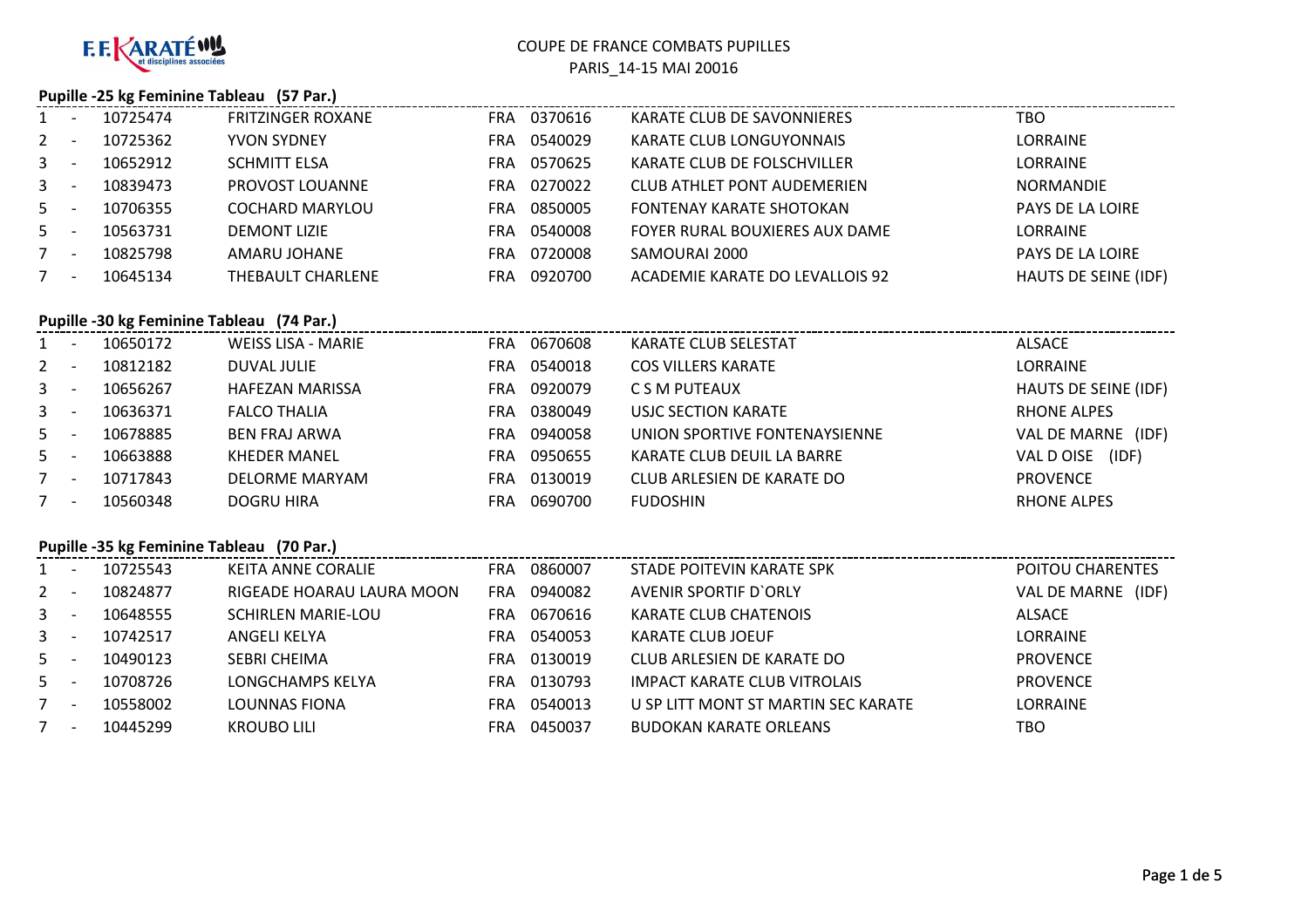F.F. KARATÉ et disciplines associées

# COUPE DE FRANCE COMBATS PUPILLES

PARIS_14-15 MAI 20016

## Pupille -25 kg Feminine Tableau (57 Par.)

| Rang | | Licence | Nom | Pays | Club N° | Club | Ligue |
|---|---|---|---|---|---|---|---|
| 1 | - | 10725474 | FRITZINGER ROXANE | FRA | 0370616 | KARATE CLUB DE SAVONNIERES | TBO |
| 2 | - | 10725362 | YVON SYDNEY | FRA | 0540029 | KARATE CLUB LONGUYONNAIS | LORRAINE |
| 3 | - | 10652912 | SCHMITT ELSA | FRA | 0570625 | KARATE CLUB DE FOLSCHVILLER | LORRAINE |
| 3 | - | 10839473 | PROVOST LOUANNE | FRA | 0270022 | CLUB ATHLET PONT AUDEMERIEN | NORMANDIE |
| 5 | - | 10706355 | COCHARD MARYLOU | FRA | 0850005 | FONTENAY KARATE SHOTOKAN | PAYS DE LA LOIRE |
| 5 | - | 10563731 | DEMONT LIZIE | FRA | 0540008 | FOYER RURAL BOUXIERES AUX DAME | LORRAINE |
| 7 | - | 10825798 | AMARU JOHANE | FRA | 0720008 | SAMOURAI 2000 | PAYS DE LA LOIRE |
| 7 | - | 10645134 | THEBAULT CHARLENE | FRA | 0920700 | ACADEMIE KARATE DO LEVALLOIS 92 | HAUTS DE SEINE (IDF) |

## Pupille -30 kg Feminine Tableau (74 Par.)

| Rang | | Licence | Nom | Pays | Club N° | Club | Ligue |
|---|---|---|---|---|---|---|---|
| 1 | - | 10650172 | WEISS LISA - MARIE | FRA | 0670608 | KARATE CLUB SELESTAT | ALSACE |
| 2 | - | 10812182 | DUVAL JULIE | FRA | 0540018 | COS VILLERS KARATE | LORRAINE |
| 3 | - | 10656267 | HAFEZAN MARISSA | FRA | 0920079 | C S M PUTEAUX | HAUTS DE SEINE (IDF) |
| 3 | - | 10636371 | FALCO THALIA | FRA | 0380049 | USJC SECTION KARATE | RHONE ALPES |
| 5 | - | 10678885 | BEN FRAJ ARWA | FRA | 0940058 | UNION SPORTIVE FONTENAYSIENNE | VAL DE MARNE (IDF) |
| 5 | - | 10663888 | KHEDER MANEL | FRA | 0950655 | KARATE CLUB DEUIL LA BARRE | VAL D OISE (IDF) |
| 7 | - | 10717843 | DELORME MARYAM | FRA | 0130019 | CLUB ARLESIEN DE KARATE DO | PROVENCE |
| 7 | - | 10560348 | DOGRU HIRA | FRA | 0690700 | FUDOSHIN | RHONE ALPES |

## Pupille -35 kg Feminine Tableau (70 Par.)

| Rang | | Licence | Nom | Pays | Club N° | Club | Ligue |
|---|---|---|---|---|---|---|---|
| 1 | - | 10725543 | KEITA ANNE CORALIE | FRA | 0860007 | STADE POITEVIN KARATE SPK | POITOU CHARENTES |
| 2 | - | 10824877 | RIGEADE HOARAU LAURA MOON | FRA | 0940082 | AVENIR SPORTIF D`ORLY | VAL DE MARNE (IDF) |
| 3 | - | 10648555 | SCHIRLEN MARIE-LOU | FRA | 0670616 | KARATE CLUB CHATENOIS | ALSACE |
| 3 | - | 10742517 | ANGELI KELYA | FRA | 0540053 | KARATE CLUB JOEUF | LORRAINE |
| 5 | - | 10490123 | SEBRI CHEIMA | FRA | 0130019 | CLUB ARLESIEN DE KARATE DO | PROVENCE |
| 5 | - | 10708726 | LONGCHAMPS KELYA | FRA | 0130793 | IMPACT KARATE CLUB VITROLAIS | PROVENCE |
| 7 | - | 10558002 | LOUNNAS FIONA | FRA | 0540013 | U SP LITT MONT ST MARTIN SEC KARATE | LORRAINE |
| 7 | - | 10445299 | KROUBO LILI | FRA | 0450037 | BUDOKAN KARATE ORLEANS | TBO |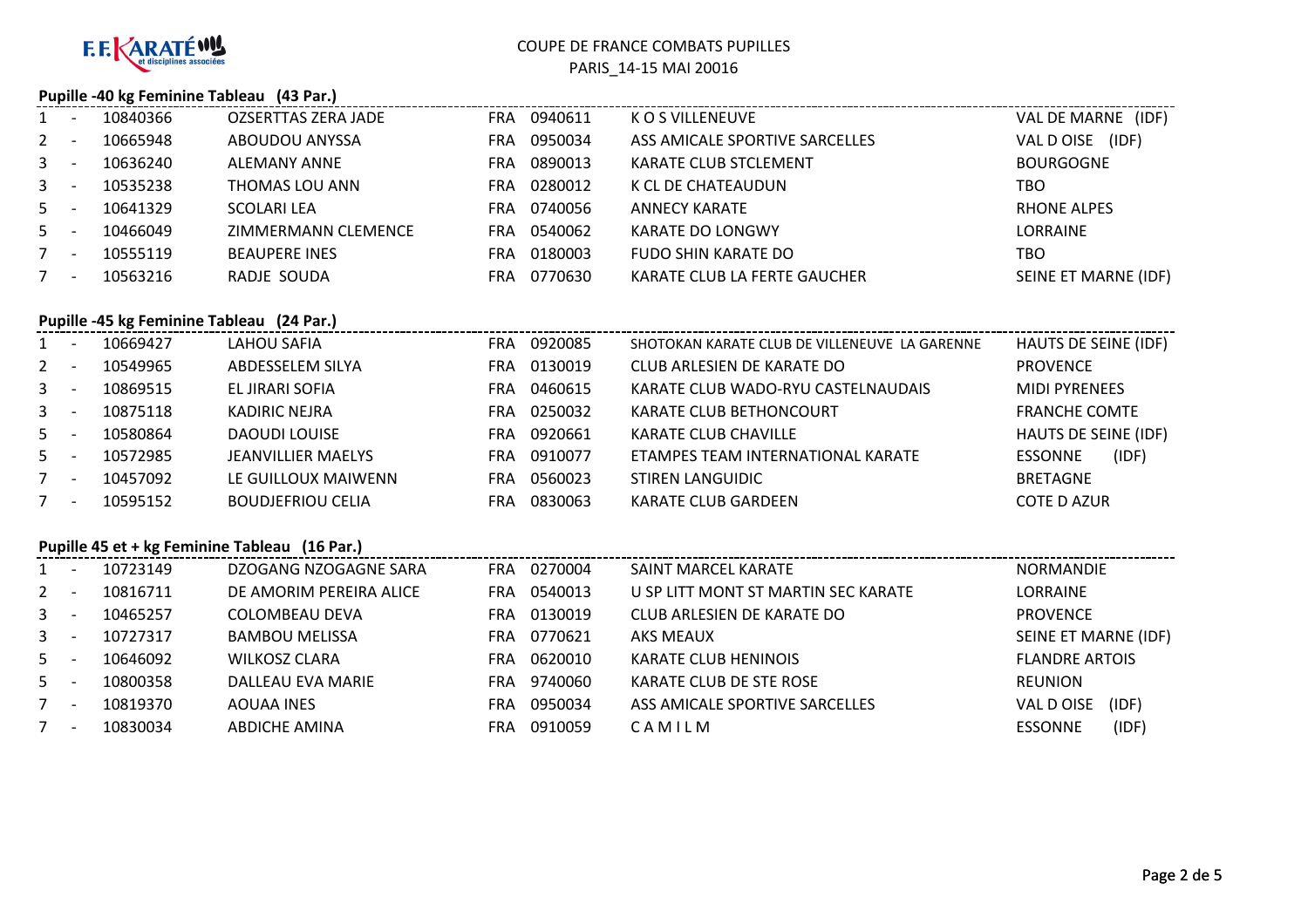F.F. KARATÉ et disciplines associées

COUPE DE FRANCE COMBATS PUPILLES
PARIS_14-15 MAI 20016

## Pupille -40 kg Feminine Tableau (43 Par.)

| | | | | | | | |
|---|---|---|---|---|---|---|---|
| 1 | - | 10840366 | OZSERTTAS ZERA JADE | FRA 0940611 | K O S VILLENEUVE | VAL DE MARNE (IDF) |
| 2 | - | 10665948 | ABOUDOU ANYSSA | FRA 0950034 | ASS AMICALE SPORTIVE SARCELLES | VAL D OISE (IDF) |
| 3 | - | 10636240 | ALEMANY ANNE | FRA 0890013 | KARATE CLUB STCLEMENT | BOURGOGNE |
| 3 | - | 10535238 | THOMAS LOU ANN | FRA 0280012 | K CL DE CHATEAUDUN | TBO |
| 5 | - | 10641329 | SCOLARI LEA | FRA 0740056 | ANNECY KARATE | RHONE ALPES |
| 5 | - | 10466049 | ZIMMERMANN CLEMENCE | FRA 0540062 | KARATE DO LONGWY | LORRAINE |
| 7 | - | 10555119 | BEAUPERE INES | FRA 0180003 | FUDO SHIN KARATE DO | TBO |
| 7 | - | 10563216 | RADJE SOUDA | FRA 0770630 | KARATE CLUB LA FERTE GAUCHER | SEINE ET MARNE (IDF) |

## Pupille -45 kg Feminine Tableau (24 Par.)

| | | | | | | |
|---|---|---|---|---|---|---|
| 1 | - | 10669427 | LAHOU SAFIA | FRA 0920085 | SHOTOKAN KARATE CLUB DE VILLENEUVE LA GARENNE | HAUTS DE SEINE (IDF) |
| 2 | - | 10549965 | ABDESSELEM SILYA | FRA 0130019 | CLUB ARLESIEN DE KARATE DO | PROVENCE |
| 3 | - | 10869515 | EL JIRARI SOFIA | FRA 0460615 | KARATE CLUB WADO-RYU CASTELNAUDAIS | MIDI PYRENEES |
| 3 | - | 10875118 | KADIRIC NEJRA | FRA 0250032 | KARATE CLUB BETHONCOURT | FRANCHE COMTE |
| 5 | - | 10580864 | DAOUDI LOUISE | FRA 0920661 | KARATE CLUB CHAVILLE | HAUTS DE SEINE (IDF) |
| 5 | - | 10572985 | JEANVILLIER MAELYS | FRA 0910077 | ETAMPES TEAM INTERNATIONAL KARATE | ESSONNE (IDF) |
| 7 | - | 10457092 | LE GUILLOUX MAIWENN | FRA 0560023 | STIREN LANGUIDIC | BRETAGNE |
| 7 | - | 10595152 | BOUDJEFRIOU CELIA | FRA 0830063 | KARATE CLUB GARDEEN | COTE D AZUR |

## Pupille 45 et + kg Feminine Tableau (16 Par.)

| | | | | | | |
|---|---|---|---|---|---|---|
| 1 | - | 10723149 | DZOGANG NZOGAGNE SARA | FRA 0270004 | SAINT MARCEL KARATE | NORMANDIE |
| 2 | - | 10816711 | DE AMORIM PEREIRA ALICE | FRA 0540013 | U SP LITT MONT ST MARTIN SEC KARATE | LORRAINE |
| 3 | - | 10465257 | COLOMBEAU DEVA | FRA 0130019 | CLUB ARLESIEN DE KARATE DO | PROVENCE |
| 3 | - | 10727317 | BAMBOU MELISSA | FRA 0770621 | AKS MEAUX | SEINE ET MARNE (IDF) |
| 5 | - | 10646092 | WILKOSZ CLARA | FRA 0620010 | KARATE CLUB HENINOIS | FLANDRE ARTOIS |
| 5 | - | 10800358 | DALLEAU EVA MARIE | FRA 9740060 | KARATE CLUB DE STE ROSE | REUNION |
| 7 | - | 10819370 | AOUAA INES | FRA 0950034 | ASS AMICALE SPORTIVE SARCELLES | VAL D OISE (IDF) |
| 7 | - | 10830034 | ABDICHE AMINA | FRA 0910059 | C A M I L M | ESSONNE (IDF) |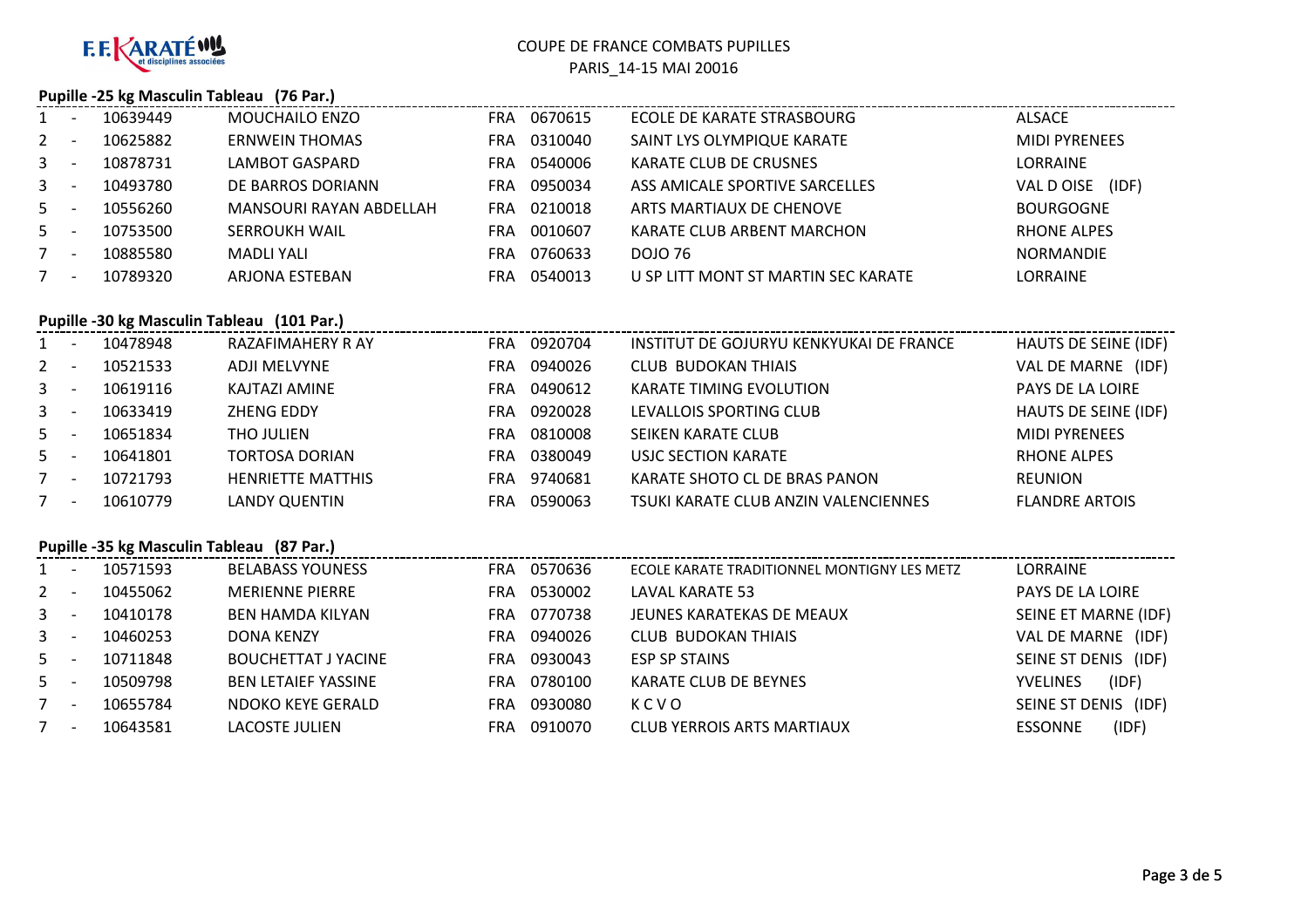F.F. KARATÉ et disciplines associées

COUPE DE FRANCE COMBATS PUPILLES
PARIS_14-15 MAI 20016

## Pupille -25 kg Masculin Tableau (76 Par.)

| | | | | | | | |
|---|---|---|---|---|---|---|---|
| 1 | - | 10639449 | MOUCHAILO ENZO | FRA | 0670615 | ECOLE DE KARATE STRASBOURG | ALSACE |
| 2 | - | 10625882 | ERNWEIN THOMAS | FRA | 0310040 | SAINT LYS OLYMPIQUE KARATE | MIDI PYRENEES |
| 3 | - | 10878731 | LAMBOT GASPARD | FRA | 0540006 | KARATE CLUB DE CRUSNES | LORRAINE |
| 3 | - | 10493780 | DE BARROS DORIANN | FRA | 0950034 | ASS AMICALE SPORTIVE SARCELLES | VAL D OISE (IDF) |
| 5 | - | 10556260 | MANSOURI RAYAN ABDELLAH | FRA | 0210018 | ARTS MARTIAUX DE CHENOVE | BOURGOGNE |
| 5 | - | 10753500 | SERROUKH WAIL | FRA | 0010607 | KARATE CLUB ARBENT MARCHON | RHONE ALPES |
| 7 | - | 10885580 | MADLI YALI | FRA | 0760633 | DOJO 76 | NORMANDIE |
| 7 | - | 10789320 | ARJONA ESTEBAN | FRA | 0540013 | U SP LITT MONT ST MARTIN SEC KARATE | LORRAINE |

## Pupille -30 kg Masculin Tableau (101 Par.)

| | | | | | | | |
|---|---|---|---|---|---|---|---|
| 1 | - | 10478948 | RAZAFIMAHERY R AY | FRA | 0920704 | INSTITUT DE GOJURYU KENKYUKAI DE FRANCE | HAUTS DE SEINE (IDF) |
| 2 | - | 10521533 | ADJI MELVYNE | FRA | 0940026 | CLUB BUDOKAN THIAIS | VAL DE MARNE (IDF) |
| 3 | - | 10619116 | KAJTAZI AMINE | FRA | 0490612 | KARATE TIMING EVOLUTION | PAYS DE LA LOIRE |
| 3 | - | 10633419 | ZHENG EDDY | FRA | 0920028 | LEVALLOIS SPORTING CLUB | HAUTS DE SEINE (IDF) |
| 5 | - | 10651834 | THO JULIEN | FRA | 0810008 | SEIKEN KARATE CLUB | MIDI PYRENEES |
| 5 | - | 10641801 | TORTOSA DORIAN | FRA | 0380049 | USJC SECTION KARATE | RHONE ALPES |
| 7 | - | 10721793 | HENRIETTE MATTHIS | FRA | 9740681 | KARATE SHOTO CL DE BRAS PANON | REUNION |
| 7 | - | 10610779 | LANDY QUENTIN | FRA | 0590063 | TSUKI KARATE CLUB ANZIN VALENCIENNES | FLANDRE ARTOIS |

## Pupille -35 kg Masculin Tableau (87 Par.)

| | | | | | | | |
|---|---|---|---|---|---|---|---|
| 1 | - | 10571593 | BELABASS YOUNESS | FRA | 0570636 | ECOLE KARATE TRADITIONNEL MONTIGNY LES METZ | LORRAINE |
| 2 | - | 10455062 | MERIENNE PIERRE | FRA | 0530002 | LAVAL KARATE 53 | PAYS DE LA LOIRE |
| 3 | - | 10410178 | BEN HAMDA KILYAN | FRA | 0770738 | JEUNES KARATEKAS DE MEAUX | SEINE ET MARNE (IDF) |
| 3 | - | 10460253 | DONA KENZY | FRA | 0940026 | CLUB BUDOKAN THIAIS | VAL DE MARNE (IDF) |
| 5 | - | 10711848 | BOUCHETTAT J YACINE | FRA | 0930043 | ESP SP STAINS | SEINE ST DENIS (IDF) |
| 5 | - | 10509798 | BEN LETAIEF YASSINE | FRA | 0780100 | KARATE CLUB DE BEYNES | YVELINES (IDF) |
| 7 | - | 10655784 | NDOKO KEYE GERALD | FRA | 0930080 | K C V O | SEINE ST DENIS (IDF) |
| 7 | - | 10643581 | LACOSTE JULIEN | FRA | 0910070 | CLUB YERROIS ARTS MARTIAUX | ESSONNE (IDF) |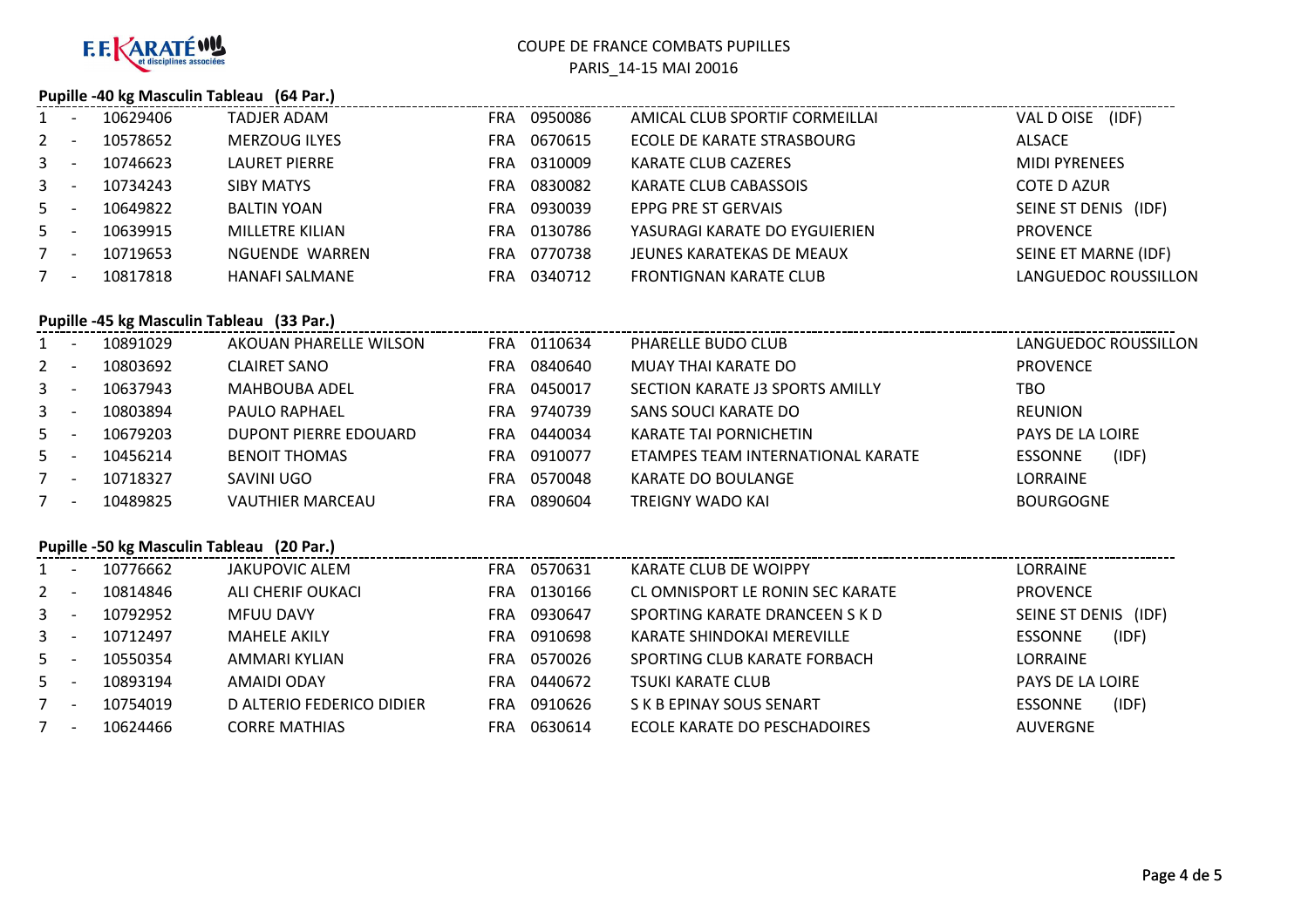COUPE DE FRANCE COMBATS PUPILLES

PARIS_14-15 MAI 20016

### Pupille -40 kg Masculin Tableau (64 Par.)

| | | | | | | | |
|---|---|---|---|---|---|---|---|
| 1 | - | 10629406 | TADJER ADAM | FRA | 0950086 | AMICAL CLUB SPORTIF CORMEILLAI | VAL D OISE (IDF) |
| 2 | - | 10578652 | MERZOUG ILYES | FRA | 0670615 | ECOLE DE KARATE STRASBOURG | ALSACE |
| 3 | - | 10746623 | LAURET PIERRE | FRA | 0310009 | KARATE CLUB CAZERES | MIDI PYRENEES |
| 3 | - | 10734243 | SIBY MATYS | FRA | 0830082 | KARATE CLUB CABASSOIS | COTE D AZUR |
| 5 | - | 10649822 | BALTIN YOAN | FRA | 0930039 | EPPG PRE ST GERVAIS | SEINE ST DENIS (IDF) |
| 5 | - | 10639915 | MILLETRE KILIAN | FRA | 0130786 | YASURAGI KARATE DO EYGUIERIEN | PROVENCE |
| 7 | - | 10719653 | NGUENDE WARREN | FRA | 0770738 | JEUNES KARATEKAS DE MEAUX | SEINE ET MARNE (IDF) |
| 7 | - | 10817818 | HANAFI SALMANE | FRA | 0340712 | FRONTIGNAN KARATE CLUB | LANGUEDOC ROUSSILLON |

### Pupille -45 kg Masculin Tableau (33 Par.)

| | | | | | | | |
|---|---|---|---|---|---|---|---|
| 1 | - | 10891029 | AKOUAN PHARELLE WILSON | FRA | 0110634 | PHARELLE BUDO CLUB | LANGUEDOC ROUSSILLON |
| 2 | - | 10803692 | CLAIRET SANO | FRA | 0840640 | MUAY THAI KARATE DO | PROVENCE |
| 3 | - | 10637943 | MAHBOUBA ADEL | FRA | 0450017 | SECTION KARATE J3 SPORTS AMILLY | TBO |
| 3 | - | 10803894 | PAULO RAPHAEL | FRA | 9740739 | SANS SOUCI KARATE DO | REUNION |
| 5 | - | 10679203 | DUPONT PIERRE EDOUARD | FRA | 0440034 | KARATE TAI PORNICHETIN | PAYS DE LA LOIRE |
| 5 | - | 10456214 | BENOIT THOMAS | FRA | 0910077 | ETAMPES TEAM INTERNATIONAL KARATE | ESSONNE (IDF) |
| 7 | - | 10718327 | SAVINI UGO | FRA | 0570048 | KARATE DO BOULANGE | LORRAINE |
| 7 | - | 10489825 | VAUTHIER MARCEAU | FRA | 0890604 | TREIGNY WADO KAI | BOURGOGNE |

### Pupille -50 kg Masculin Tableau (20 Par.)

| | | | | | | | |
|---|---|---|---|---|---|---|---|
| 1 | - | 10776662 | JAKUPOVIC ALEM | FRA | 0570631 | KARATE CLUB DE WOIPPY | LORRAINE |
| 2 | - | 10814846 | ALI CHERIF OUKACI | FRA | 0130166 | CL OMNISPORT LE RONIN SEC KARATE | PROVENCE |
| 3 | - | 10792952 | MFUU DAVY | FRA | 0930647 | SPORTING KARATE DRANCEEN S K D | SEINE ST DENIS (IDF) |
| 3 | - | 10712497 | MAHELE AKILY | FRA | 0910698 | KARATE SHINDOKAI MEREVILLE | ESSONNE (IDF) |
| 5 | - | 10550354 | AMMARI KYLIAN | FRA | 0570026 | SPORTING CLUB KARATE FORBACH | LORRAINE |
| 5 | - | 10893194 | AMAIDI ODAY | FRA | 0440672 | TSUKI KARATE CLUB | PAYS DE LA LOIRE |
| 7 | - | 10754019 | D ALTERIO FEDERICO DIDIER | FRA | 0910626 | S K B EPINAY SOUS SENART | ESSONNE (IDF) |
| 7 | - | 10624466 | CORRE MATHIAS | FRA | 0630614 | ECOLE KARATE DO PESCHADOIRES | AUVERGNE |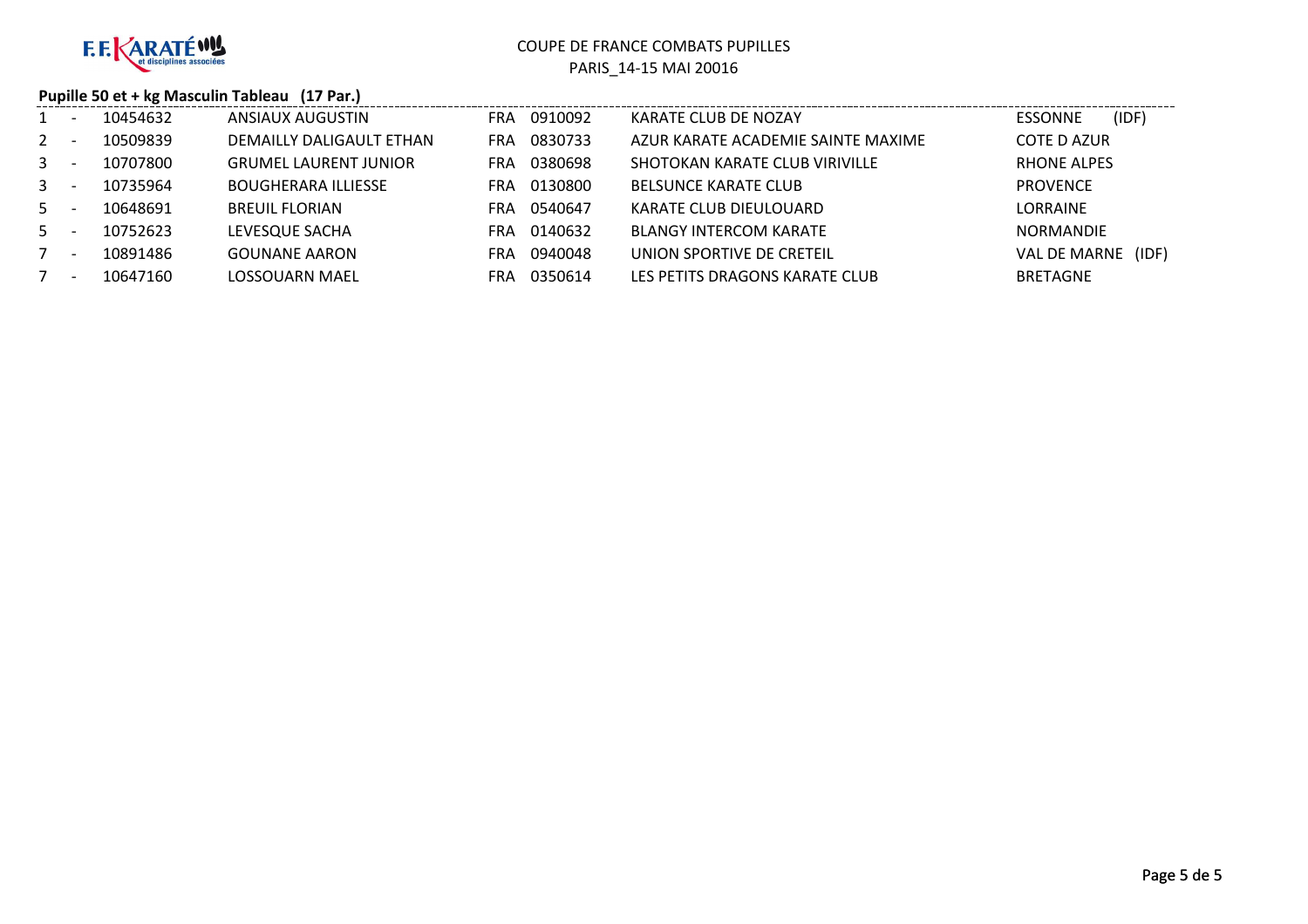F.F. KARATÉ et disciplines associées

COUPE DE FRANCE COMBATS PUPILLES
PARIS_14-15 MAI 20016

**Pupille 50 et + kg Masculin Tableau (17 Par.)**

| | | | | | | | |
|---|---|---|---|---|---|---|---|
| 1 | - | 10454632 | ANSIAUX AUGUSTIN | FRA | 0910092 | KARATE CLUB DE NOZAY | ESSONNE (IDF) |
| 2 | - | 10509839 | DEMAILLY DALIGAULT ETHAN | FRA | 0830733 | AZUR KARATE ACADEMIE SAINTE MAXIME | COTE D AZUR |
| 3 | - | 10707800 | GRUMEL LAURENT JUNIOR | FRA | 0380698 | SHOTOKAN KARATE CLUB VIRIVILLE | RHONE ALPES |
| 3 | - | 10735964 | BOUGHERARA ILLIESSE | FRA | 0130800 | BELSUNCE KARATE CLUB | PROVENCE |
| 5 | - | 10648691 | BREUIL FLORIAN | FRA | 0540647 | KARATE CLUB DIEULOUARD | LORRAINE |
| 5 | - | 10752623 | LEVESQUE SACHA | FRA | 0140632 | BLANGY INTERCOM KARATE | NORMANDIE |
| 7 | - | 10891486 | GOUNANE AARON | FRA | 0940048 | UNION SPORTIVE DE CRETEIL | VAL DE MARNE (IDF) |
| 7 | - | 10647160 | LOSSOUARN MAEL | FRA | 0350614 | LES PETITS DRAGONS KARATE CLUB | BRETAGNE |